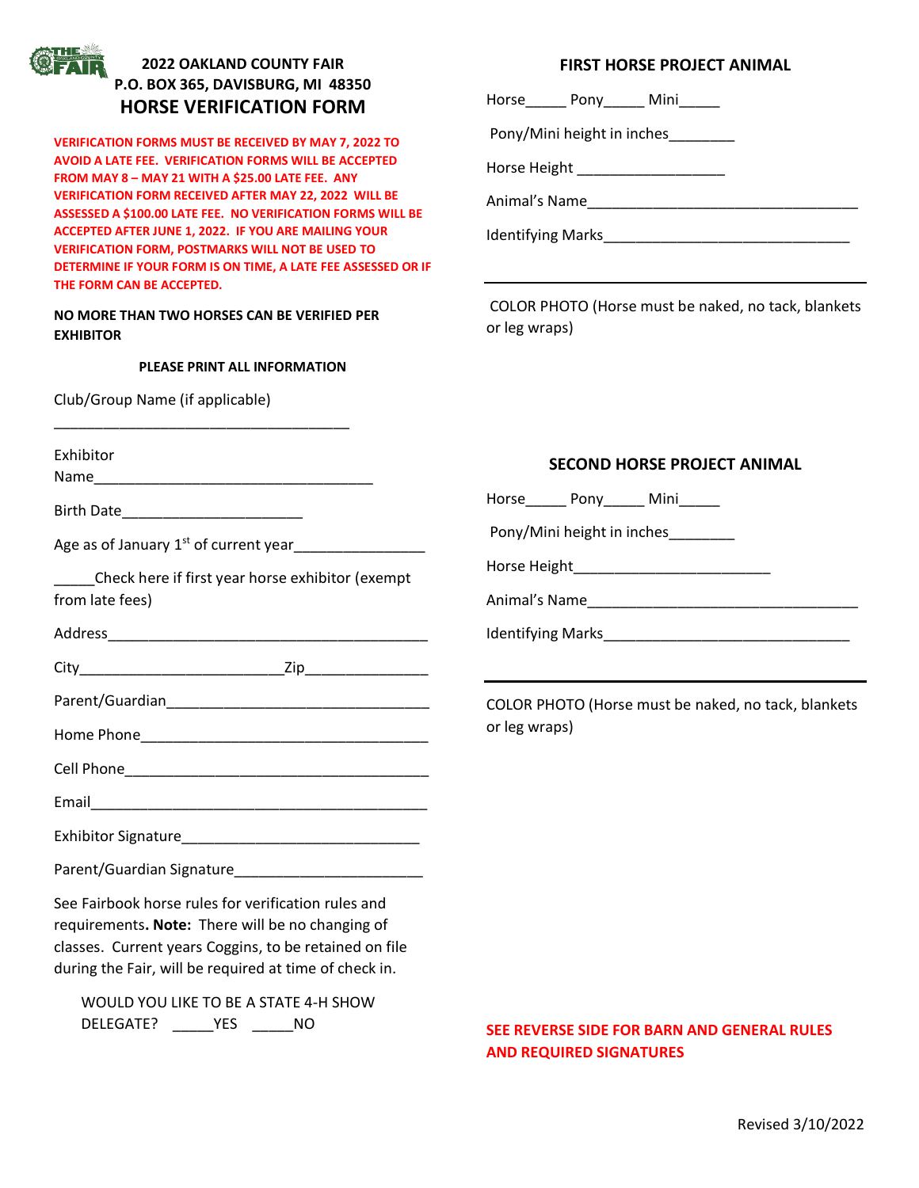## 2022 OAKLAND COUNTY FAIR
**P.O. BOX 365, DAVISBURG, MI 48350**

# HORSE VERIFICATION FORM

**VERIFICATION FORMS MUST BE RECEIVED BY MAY 7, 2022 TO AVOID A LATE FEE. VERIFICATION FORMS WILL BE ACCEPTED FROM MAY 8 – MAY 21 WITH A $25.00 LATE FEE. ANY VERIFICATION FORM RECEIVED AFTER MAY 22, 2022 WILL BE ASSESSED A $100.00 LATE FEE. NO VERIFICATION FORMS WILL BE ACCEPTED AFTER JUNE 1, 2022. IF YOU ARE MAILING YOUR VERIFICATION FORM, POSTMARKS WILL NOT BE USED TO DETERMINE IF YOUR FORM IS ON TIME, A LATE FEE ASSESSED OR IF THE FORM CAN BE ACCEPTED.**

**NO MORE THAN TWO HORSES CAN BE VERIFIED PER EXHIBITOR**

**PLEASE PRINT ALL INFORMATION**

Club/Group Name (if applicable) ___________________________________

Exhibitor Name___________________________________

Birth Date______________________

Age as of January 1st of current year________________

_____Check here if first year horse exhibitor (exempt from late fees)

Address_________________________________________

City_________________________Zip_______________

Parent/Guardian_________________________________

Home Phone____________________________________

Cell Phone______________________________________

Email__________________________________________

Exhibitor Signature_____________________________

Parent/Guardian Signature_______________________

See Fairbook horse rules for verification rules and requirements**. Note:** There will be no changing of classes. Current years Coggins, to be retained on file during the Fair, will be required at time of check in.

WOULD YOU LIKE TO BE A STATE 4-H SHOW DELEGATE? _____YES _____NO

## FIRST HORSE PROJECT ANIMAL

Horse_____ Pony_____ Mini_____

Pony/Mini height in inches________

Horse Height __________________

Animal's Name__________________________________

Identifying Marks______________________________

COLOR PHOTO (Horse must be naked, no tack, blankets or leg wraps)

## SECOND HORSE PROJECT ANIMAL

Horse_____ Pony_____ Mini_____

Pony/Mini height in inches________

Horse Height________________________

Animal's Name__________________________________

Identifying Marks______________________________

COLOR PHOTO (Horse must be naked, no tack, blankets or leg wraps)

**SEE REVERSE SIDE FOR BARN AND GENERAL RULES AND REQUIRED SIGNATURES**

Revised 3/10/2022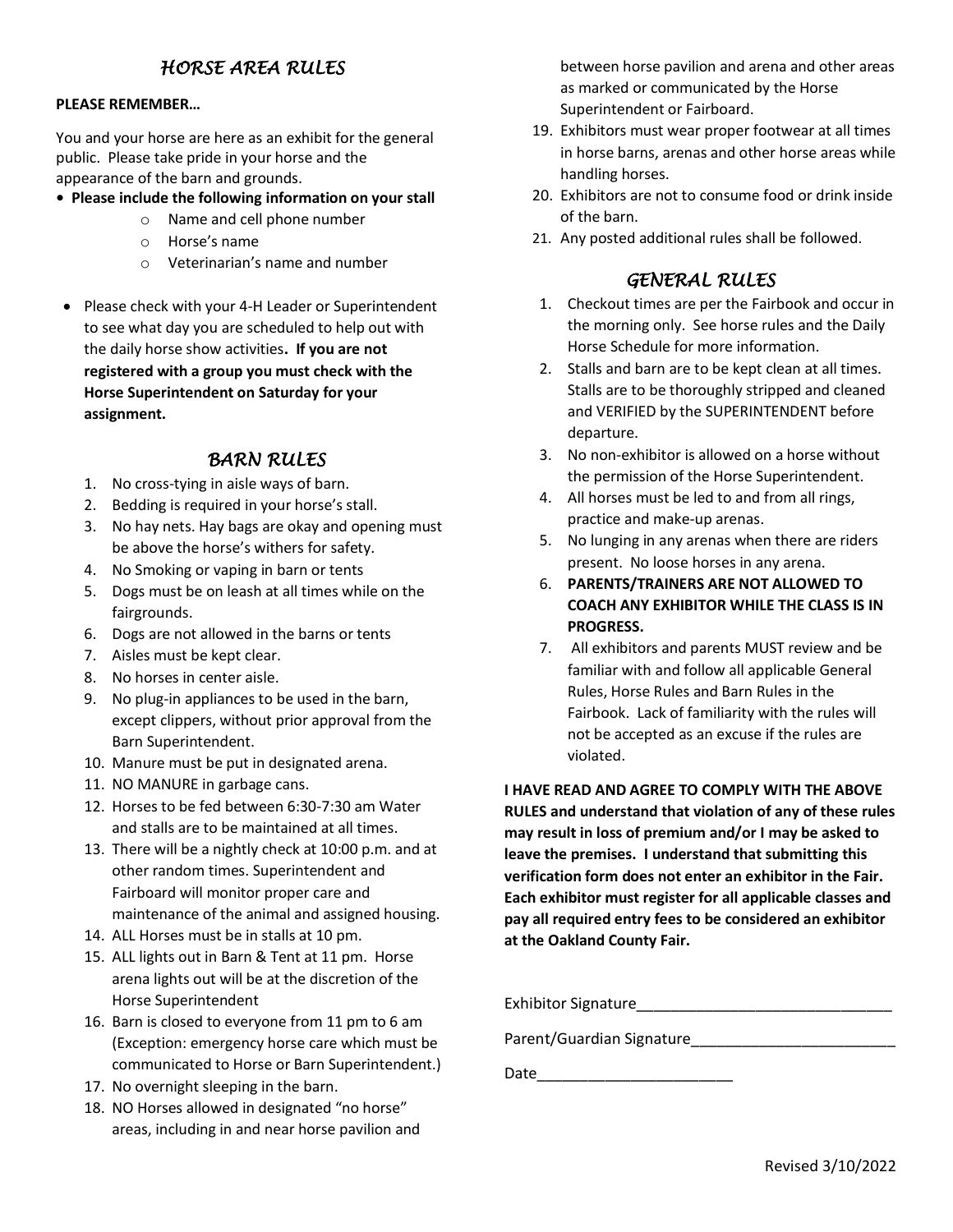## *HORSE AREA RULES*

**PLEASE REMEMBER…**

You and your horse are here as an exhibit for the general public. Please take pride in your horse and the appearance of the barn and grounds.

- **Please include the following information on your stall**
  - Name and cell phone number
  - Horse's name
  - Veterinarian's name and number

- Please check with your 4-H Leader or Superintendent to see what day you are scheduled to help out with the daily horse show activities**. If you are not registered with a group you must check with the Horse Superintendent on Saturday for your assignment.**

## *BARN RULES*

1. No cross-tying in aisle ways of barn.
2. Bedding is required in your horse's stall.
3. No hay nets. Hay bags are okay and opening must be above the horse's withers for safety.
4. No Smoking or vaping in barn or tents
5. Dogs must be on leash at all times while on the fairgrounds.
6. Dogs are not allowed in the barns or tents
7. Aisles must be kept clear.
8. No horses in center aisle.
9. No plug-in appliances to be used in the barn, except clippers, without prior approval from the Barn Superintendent.
10. Manure must be put in designated arena.
11. NO MANURE in garbage cans.
12. Horses to be fed between 6:30-7:30 am Water and stalls are to be maintained at all times.
13. There will be a nightly check at 10:00 p.m. and at other random times. Superintendent and Fairboard will monitor proper care and maintenance of the animal and assigned housing.
14. ALL Horses must be in stalls at 10 pm.
15. ALL lights out in Barn & Tent at 11 pm. Horse arena lights out will be at the discretion of the Horse Superintendent
16. Barn is closed to everyone from 11 pm to 6 am (Exception: emergency horse care which must be communicated to Horse or Barn Superintendent.)
17. No overnight sleeping in the barn.
18. NO Horses allowed in designated "no horse" areas, including in and near horse pavilion and between horse pavilion and arena and other areas as marked or communicated by the Horse Superintendent or Fairboard.
19. Exhibitors must wear proper footwear at all times in horse barns, arenas and other horse areas while handling horses.
20. Exhibitors are not to consume food or drink inside of the barn.
21. Any posted additional rules shall be followed.

## *GENERAL RULES*

1. Checkout times are per the Fairbook and occur in the morning only. See horse rules and the Daily Horse Schedule for more information.
2. Stalls and barn are to be kept clean at all times. Stalls are to be thoroughly stripped and cleaned and VERIFIED by the SUPERINTENDENT before departure.
3. No non-exhibitor is allowed on a horse without the permission of the Horse Superintendent.
4. All horses must be led to and from all rings, practice and make-up arenas.
5. No lunging in any arenas when there are riders present. No loose horses in any arena.
6. **PARENTS/TRAINERS ARE NOT ALLOWED TO COACH ANY EXHIBITOR WHILE THE CLASS IS IN PROGRESS.**
7. All exhibitors and parents MUST review and be familiar with and follow all applicable General Rules, Horse Rules and Barn Rules in the Fairbook. Lack of familiarity with the rules will not be accepted as an excuse if the rules are violated.

**I HAVE READ AND AGREE TO COMPLY WITH THE ABOVE RULES and understand that violation of any of these rules may result in loss of premium and/or I may be asked to leave the premises. I understand that submitting this verification form does not enter an exhibitor in the Fair. Each exhibitor must register for all applicable classes and pay all required entry fees to be considered an exhibitor at the Oakland County Fair.**

Exhibitor Signature______________________________

Parent/Guardian Signature________________________

Date_______________________

Revised 3/10/2022